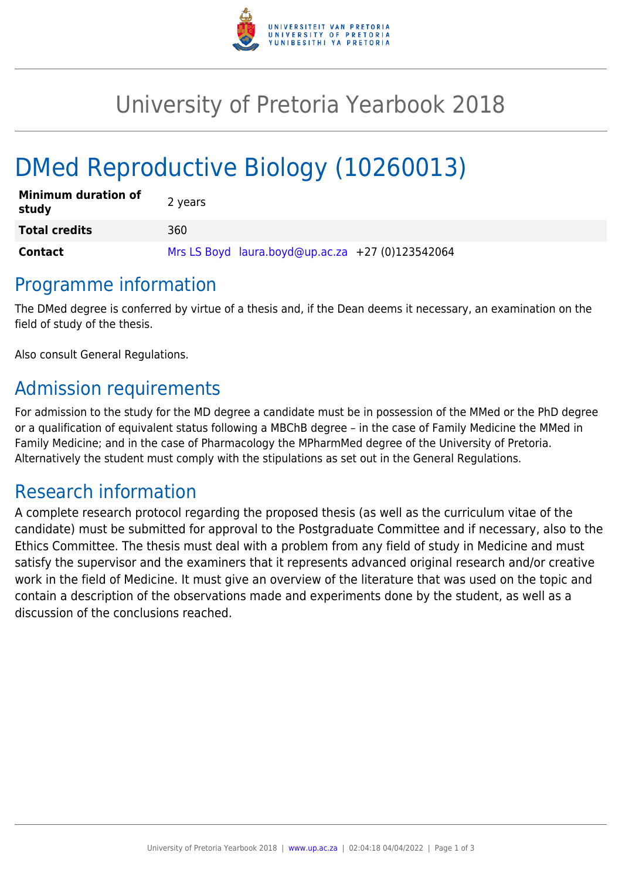# University of Pretoria Yearbook 2018

# DMed Reproductive Biology (10260013)

| | |
|---|---|
| **Minimum duration of study** | 2 years |
| **Total credits** | 360 |
| **Contact** | Mrs LS Boyd laura.boyd@up.ac.za +27 (0)123542064 |

## Programme information

The DMed degree is conferred by virtue of a thesis and, if the Dean deems it necessary, an examination on the field of study of the thesis.

Also consult General Regulations.

## Admission requirements

For admission to the study for the MD degree a candidate must be in possession of the MMed or the PhD degree or a qualification of equivalent status following a MBChB degree – in the case of Family Medicine the MMed in Family Medicine; and in the case of Pharmacology the MPharmMed degree of the University of Pretoria. Alternatively the student must comply with the stipulations as set out in the General Regulations.

## Research information

A complete research protocol regarding the proposed thesis (as well as the curriculum vitae of the candidate) must be submitted for approval to the Postgraduate Committee and if necessary, also to the Ethics Committee. The thesis must deal with a problem from any field of study in Medicine and must satisfy the supervisor and the examiners that it represents advanced original research and/or creative work in the field of Medicine. It must give an overview of the literature that was used on the topic and contain a description of the observations made and experiments done by the student, as well as a discussion of the conclusions reached.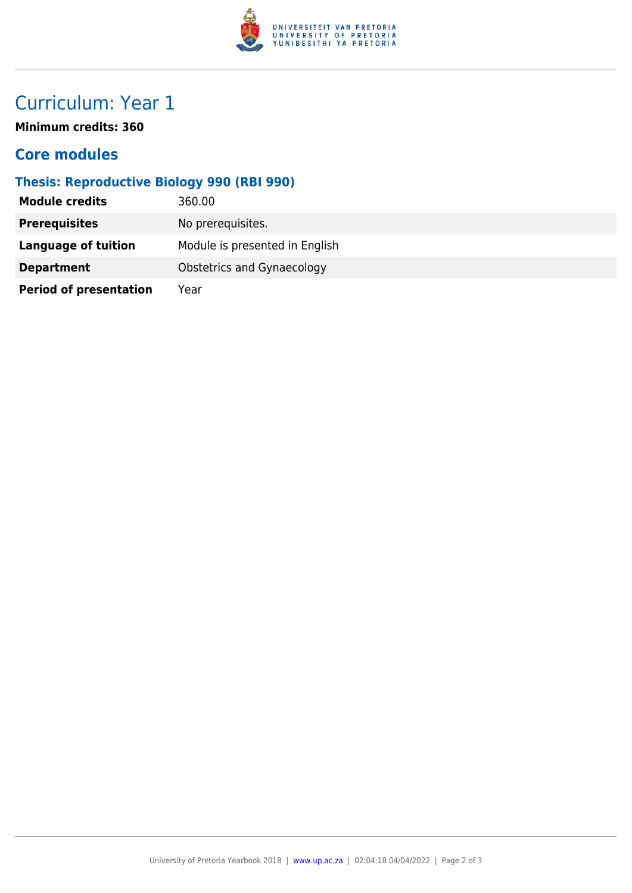# Curriculum: Year 1

**Minimum credits: 360**

## Core modules

### Thesis: Reproductive Biology 990 (RBI 990)

| | |
|---|---|
| **Module credits** | 360.00 |
| **Prerequisites** | No prerequisites. |
| **Language of tuition** | Module is presented in English |
| **Department** | Obstetrics and Gynaecology |
| **Period of presentation** | Year |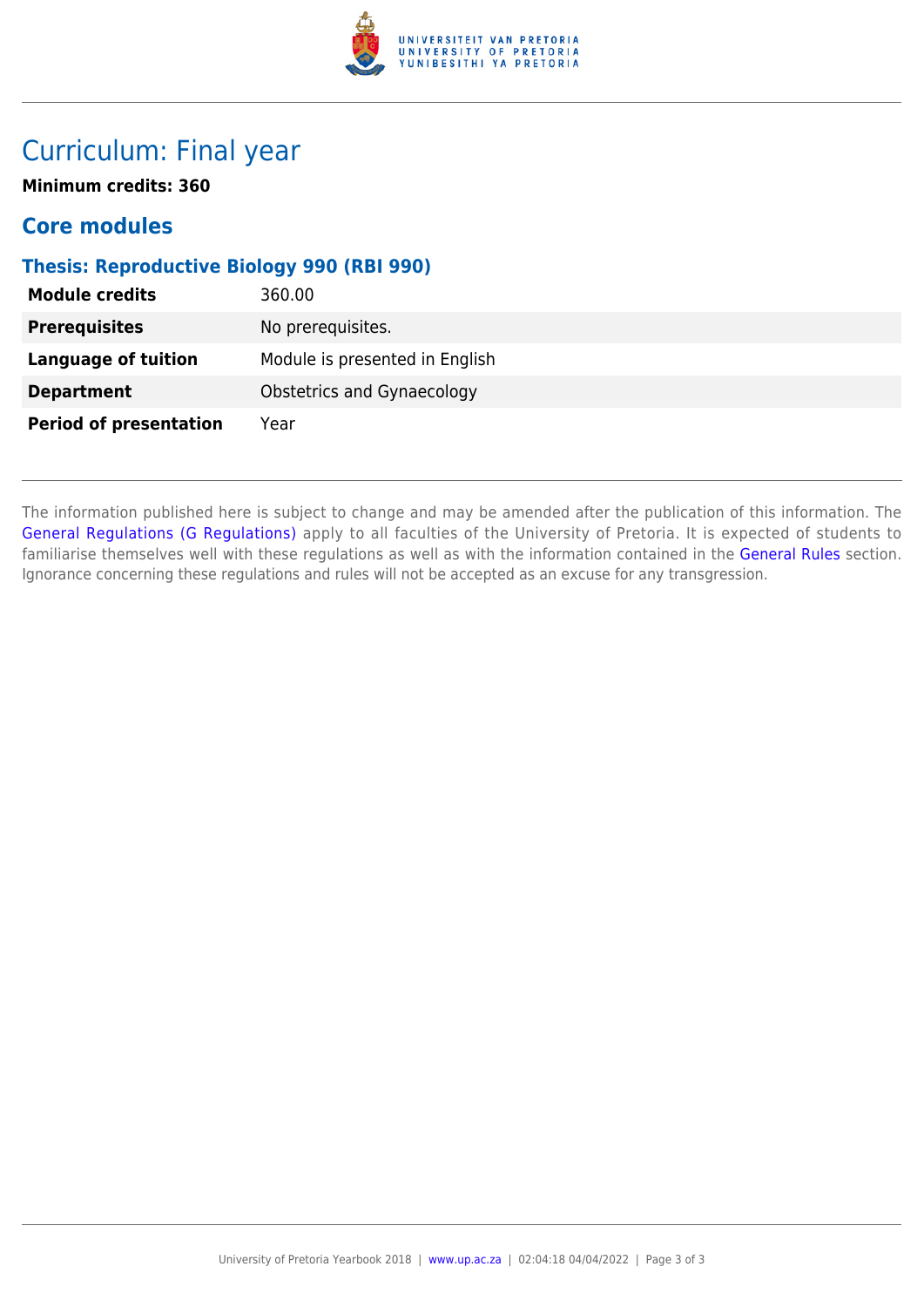# Curriculum: Final year

**Minimum credits: 360**

## Core modules

### Thesis: Reproductive Biology 990 (RBI 990)

| | |
|---|---|
| **Module credits** | 360.00 |
| **Prerequisites** | No prerequisites. |
| **Language of tuition** | Module is presented in English |
| **Department** | Obstetrics and Gynaecology |
| **Period of presentation** | Year |

The information published here is subject to change and may be amended after the publication of this information. The General Regulations (G Regulations) apply to all faculties of the University of Pretoria. It is expected of students to familiarise themselves well with these regulations as well as with the information contained in the General Rules section. Ignorance concerning these regulations and rules will not be accepted as an excuse for any transgression.